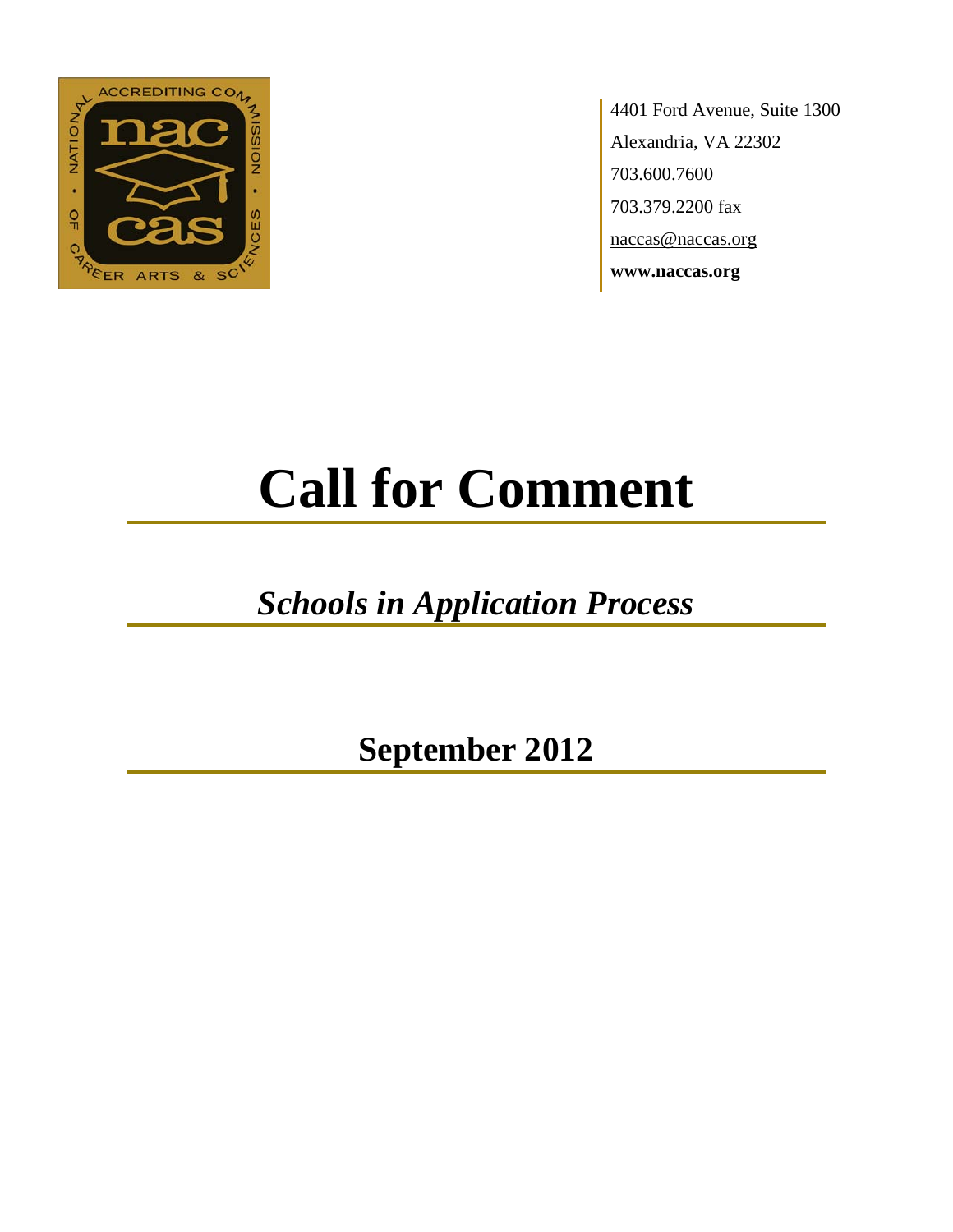4401 Ford Avenue, Suite 1300
Alexandria, VA 22302
703.600.7600
703.379.2200 fax
naccas@naccas.org
**www.naccas.org**

# Call for Comment

## *Schools in Application Process*

## September 2012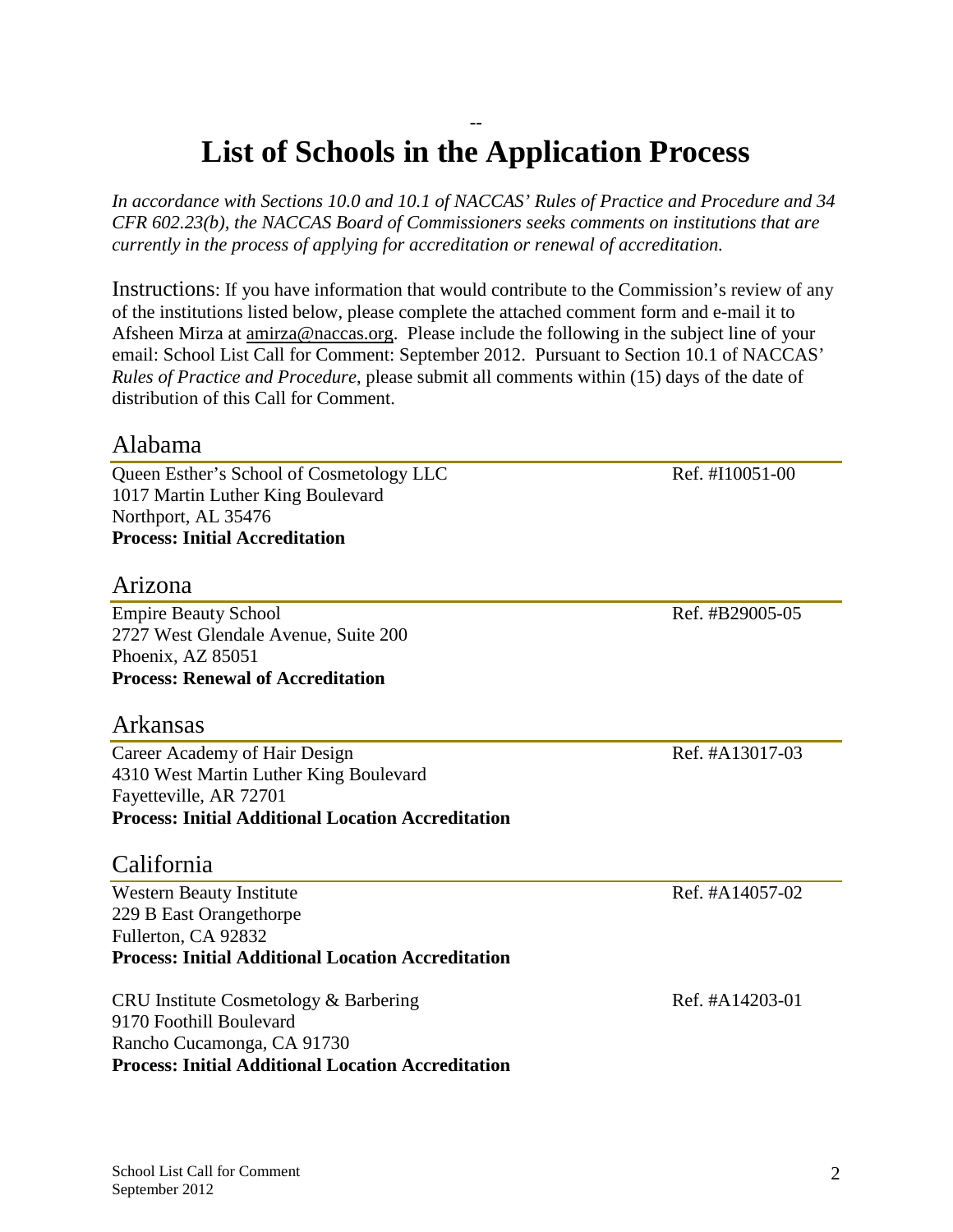--

# List of Schools in the Application Process

*In accordance with Sections 10.0 and 10.1 of NACCAS' Rules of Practice and Procedure and 34 CFR 602.23(b), the NACCAS Board of Commissioners seeks comments on institutions that are currently in the process of applying for accreditation or renewal of accreditation.*

Instructions: If you have information that would contribute to the Commission's review of any of the institutions listed below, please complete the attached comment form and e-mail it to Afsheen Mirza at amirza@naccas.org. Please include the following in the subject line of your email: School List Call for Comment: September 2012. Pursuant to Section 10.1 of NACCAS' *Rules of Practice and Procedure*, please submit all comments within (15) days of the date of distribution of this Call for Comment.

## Alabama

Queen Esther's School of Cosmetology LLC — Ref. #I10051-00
1017 Martin Luther King Boulevard
Northport, AL 35476
**Process: Initial Accreditation**

## Arizona

Empire Beauty School — Ref. #B29005-05
2727 West Glendale Avenue, Suite 200
Phoenix, AZ 85051
**Process: Renewal of Accreditation**

## Arkansas

Career Academy of Hair Design — Ref. #A13017-03
4310 West Martin Luther King Boulevard
Fayetteville, AR 72701
**Process: Initial Additional Location Accreditation**

## California

Western Beauty Institute — Ref. #A14057-02
229 B East Orangethorpe
Fullerton, CA 92832
**Process: Initial Additional Location Accreditation**

CRU Institute Cosmetology & Barbering — Ref. #A14203-01
9170 Foothill Boulevard
Rancho Cucamonga, CA 91730
**Process: Initial Additional Location Accreditation**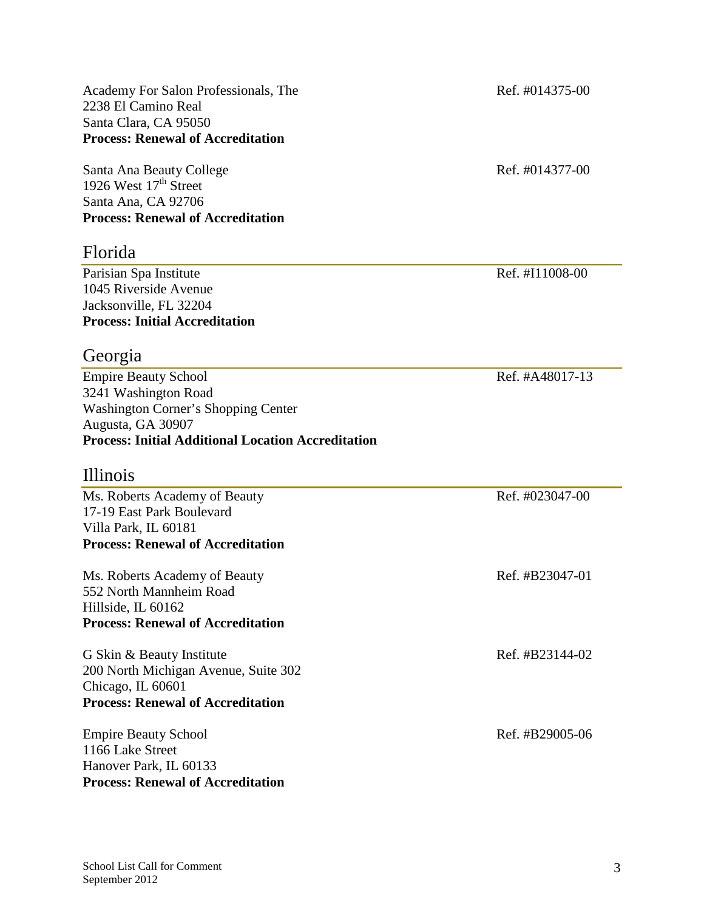Academy For Salon Professionals, The — Ref. #014375-00
2238 El Camino Real
Santa Clara, CA 95050
**Process: Renewal of Accreditation**

Santa Ana Beauty College — Ref. #014377-00
1926 West 17th Street
Santa Ana, CA 92706
**Process: Renewal of Accreditation**

## Florida

Parisian Spa Institute — Ref. #I11008-00
1045 Riverside Avenue
Jacksonville, FL 32204
**Process: Initial Accreditation**

## Georgia

Empire Beauty School — Ref. #A48017-13
3241 Washington Road
Washington Corner's Shopping Center
Augusta, GA 30907
**Process: Initial Additional Location Accreditation**

## Illinois

Ms. Roberts Academy of Beauty — Ref. #023047-00
17-19 East Park Boulevard
Villa Park, IL 60181
**Process: Renewal of Accreditation**

Ms. Roberts Academy of Beauty — Ref. #B23047-01
552 North Mannheim Road
Hillside, IL 60162
**Process: Renewal of Accreditation**

G Skin & Beauty Institute — Ref. #B23144-02
200 North Michigan Avenue, Suite 302
Chicago, IL 60601
**Process: Renewal of Accreditation**

Empire Beauty School — Ref. #B29005-06
1166 Lake Street
Hanover Park, IL 60133
**Process: Renewal of Accreditation**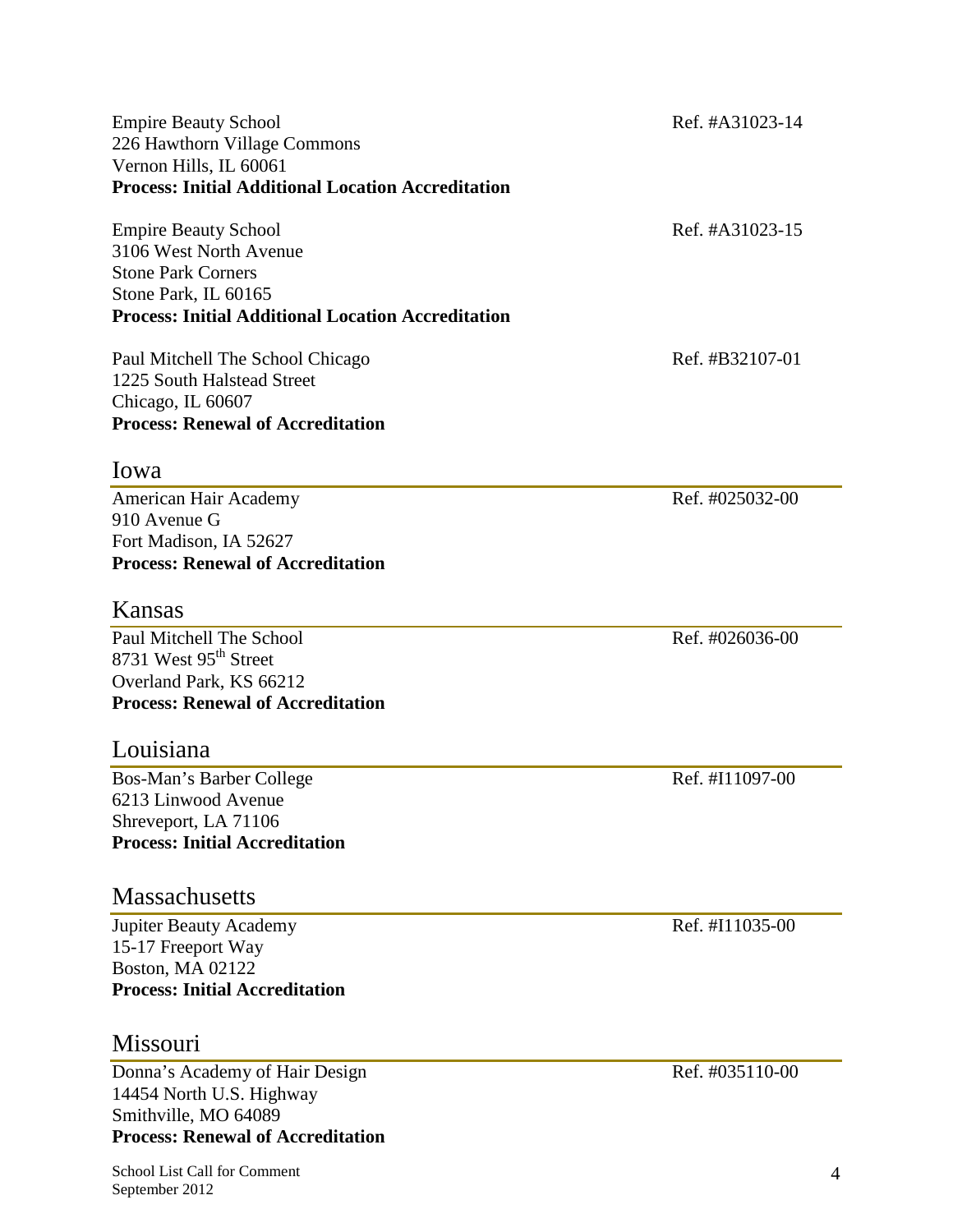Empire Beauty School  
226 Hawthorn Village Commons  
Vernon Hills, IL 60061  
**Process: Initial Additional Location Accreditation**

Ref. #A31023-14

Empire Beauty School  
3106 West North Avenue  
Stone Park Corners  
Stone Park, IL 60165  
**Process: Initial Additional Location Accreditation**

Ref. #A31023-15

Paul Mitchell The School Chicago  
1225 South Halstead Street  
Chicago, IL 60607  
**Process: Renewal of Accreditation**

Ref. #B32107-01

## Iowa

American Hair Academy  
910 Avenue G  
Fort Madison, IA 52627  
**Process: Renewal of Accreditation**

Ref. #025032-00

## Kansas

Paul Mitchell The School  
8731 West 95th Street  
Overland Park, KS 66212  
**Process: Renewal of Accreditation**

Ref. #026036-00

## Louisiana

Bos-Man's Barber College  
6213 Linwood Avenue  
Shreveport, LA 71106  
**Process: Initial Accreditation**

Ref. #I11097-00

## Massachusetts

Jupiter Beauty Academy  
15-17 Freeport Way  
Boston, MA 02122  
**Process: Initial Accreditation**

Ref. #I11035-00

## Missouri

Donna's Academy of Hair Design  
14454 North U.S. Highway  
Smithville, MO 64089  
**Process: Renewal of Accreditation**

Ref. #035110-00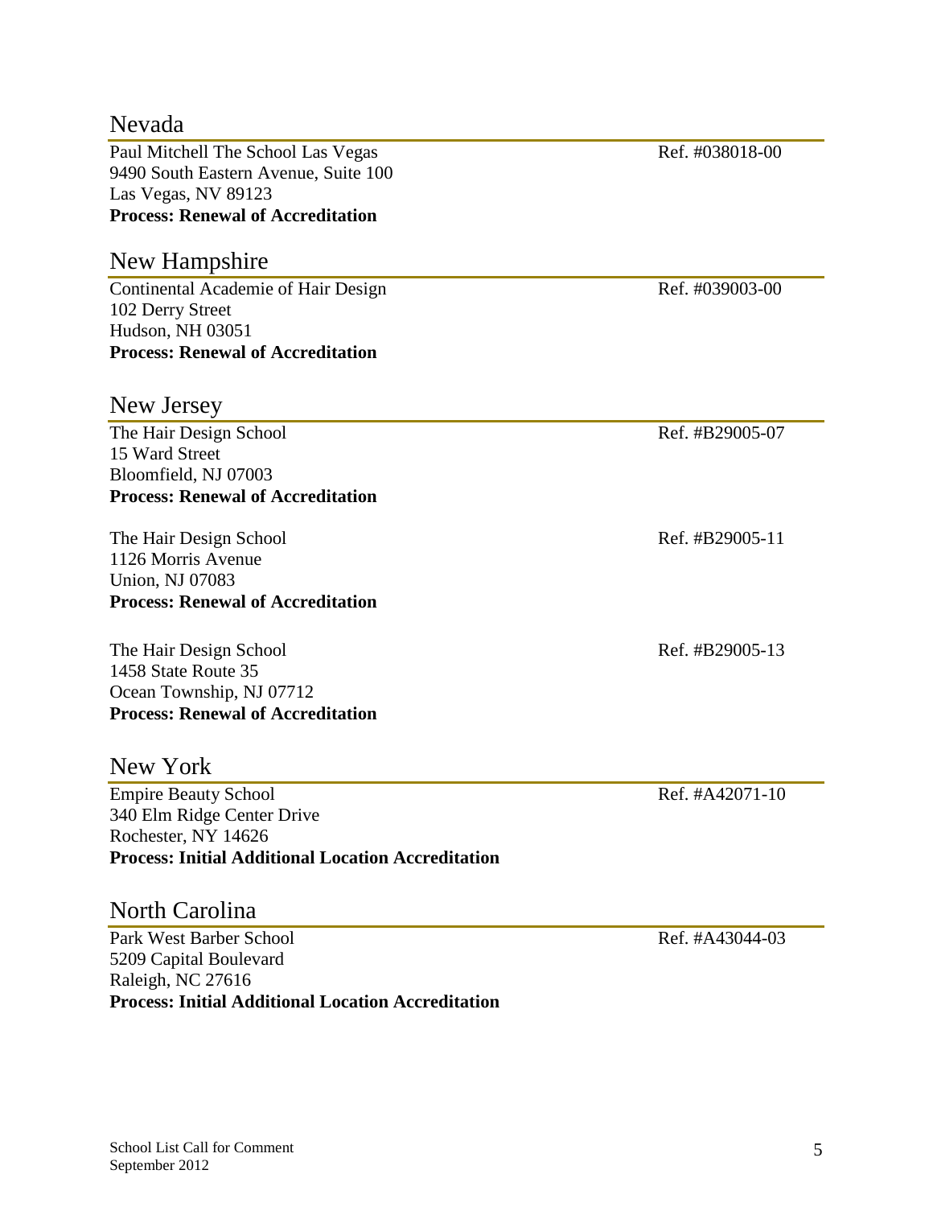## Nevada

Paul Mitchell The School Las Vegas — Ref. #038018-00
9490 South Eastern Avenue, Suite 100
Las Vegas, NV 89123
**Process: Renewal of Accreditation**

## New Hampshire

Continental Academie of Hair Design — Ref. #039003-00
102 Derry Street
Hudson, NH 03051
**Process: Renewal of Accreditation**

## New Jersey

The Hair Design School — Ref. #B29005-07
15 Ward Street
Bloomfield, NJ 07003
**Process: Renewal of Accreditation**

The Hair Design School — Ref. #B29005-11
1126 Morris Avenue
Union, NJ 07083
**Process: Renewal of Accreditation**

The Hair Design School — Ref. #B29005-13
1458 State Route 35
Ocean Township, NJ 07712
**Process: Renewal of Accreditation**

## New York

Empire Beauty School — Ref. #A42071-10
340 Elm Ridge Center Drive
Rochester, NY 14626
**Process: Initial Additional Location Accreditation**

## North Carolina

Park West Barber School — Ref. #A43044-03
5209 Capital Boulevard
Raleigh, NC 27616
**Process: Initial Additional Location Accreditation**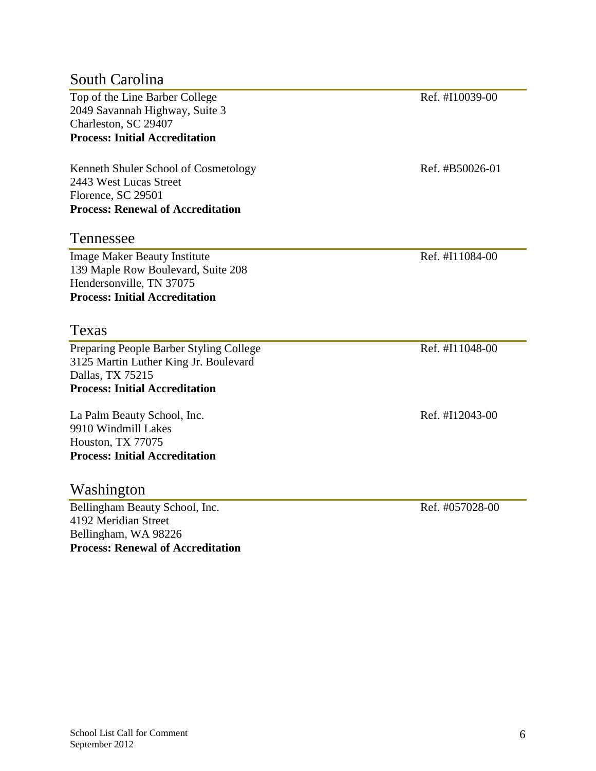## South Carolina

Top of the Line Barber College
2049 Savannah Highway, Suite 3
Charleston, SC 29407
**Process: Initial Accreditation**

Ref. #I10039-00

Kenneth Shuler School of Cosmetology
2443 West Lucas Street
Florence, SC 29501
**Process: Renewal of Accreditation**

Ref. #B50026-01

## Tennessee

Image Maker Beauty Institute
139 Maple Row Boulevard, Suite 208
Hendersonville, TN 37075
**Process: Initial Accreditation**

Ref. #I11084-00

## Texas

Preparing People Barber Styling College
3125 Martin Luther King Jr. Boulevard
Dallas, TX 75215
**Process: Initial Accreditation**

Ref. #I11048-00

La Palm Beauty School, Inc.
9910 Windmill Lakes
Houston, TX 77075
**Process: Initial Accreditation**

Ref. #I12043-00

## Washington

Bellingham Beauty School, Inc.
4192 Meridian Street
Bellingham, WA 98226
**Process: Renewal of Accreditation**

Ref. #057028-00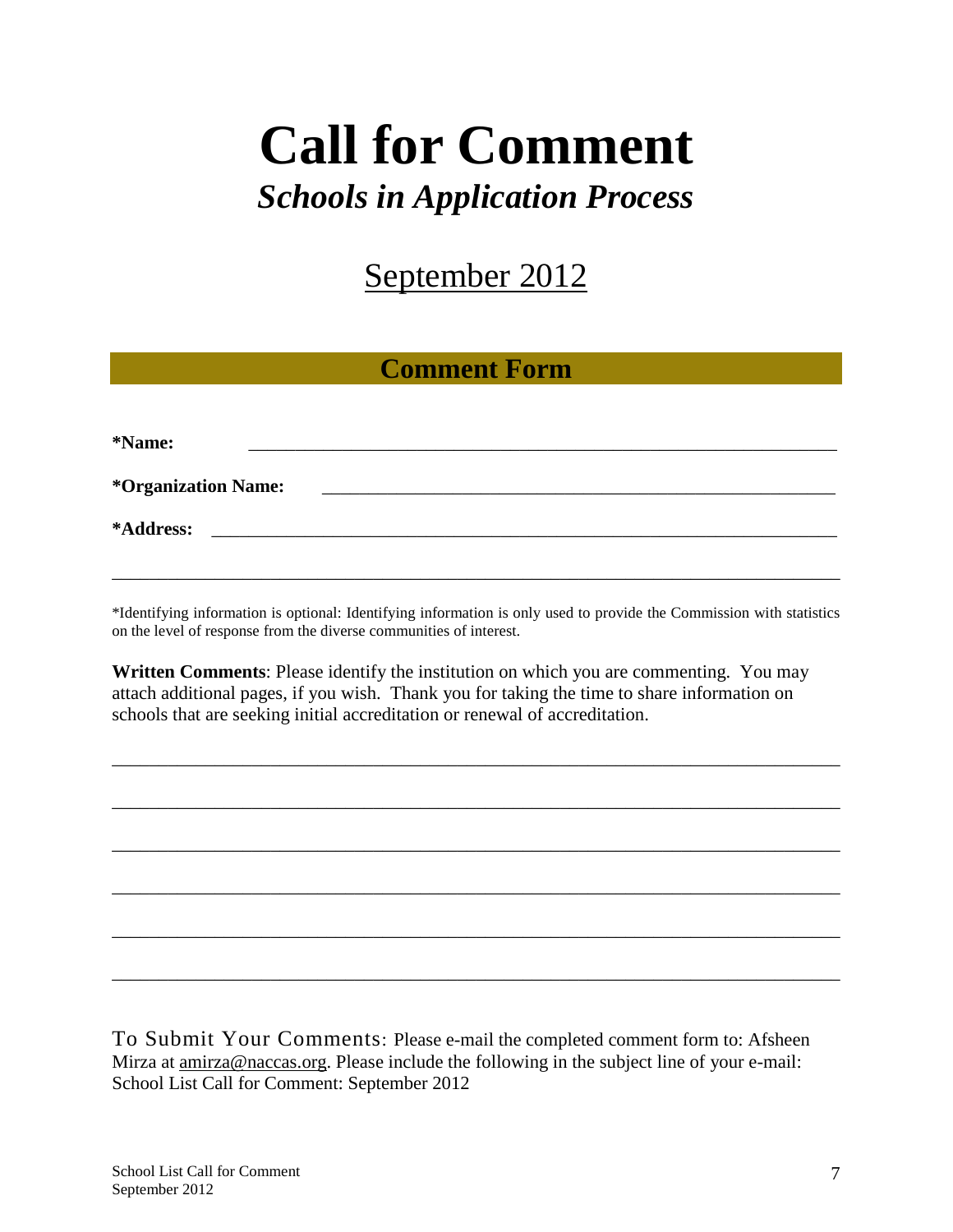# Call for Comment

## *Schools in Application Process*

## September 2012

## Comment Form

**\*Name:** ____________________________________________________________

**\*Organization Name:** ____________________________________________________________

**\*Address:** ____________________________________________________________

____________________________________________________________

*Identifying information is optional: Identifying information is only used to provide the Commission with statistics on the level of response from the diverse communities of interest.

**Written Comments**: Please identify the institution on which you are commenting. You may attach additional pages, if you wish. Thank you for taking the time to share information on schools that are seeking initial accreditation or renewal of accreditation.

____________________________________________________________

____________________________________________________________

____________________________________________________________

____________________________________________________________

____________________________________________________________

____________________________________________________________

To Submit Your Comments: Please e-mail the completed comment form to: Afsheen Mirza at amirza@naccas.org. Please include the following in the subject line of your e-mail: School List Call for Comment: September 2012